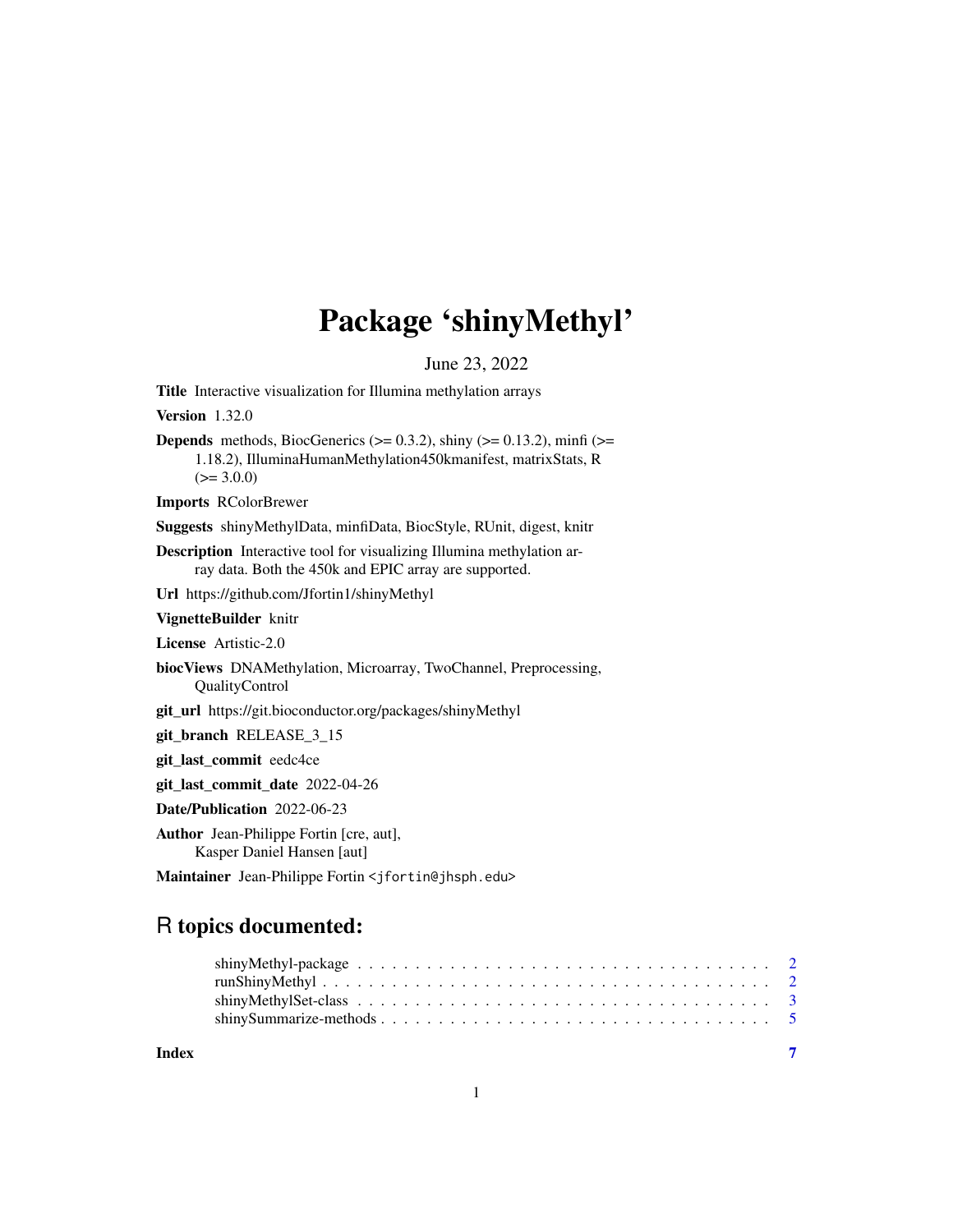# Package 'shinyMethyl'

June 23, 2022

**Title** Interactive visualization for Illumina methylation arrays

**Version** 1.32.0

**Depends** methods, BiocGenerics (>= 0.3.2), shiny (>= 0.13.2), minfi (>= 1.18.2), IlluminaHumanMethylation450kmanifest, matrixStats, R (>= 3.0.0)

**Imports** RColorBrewer

**Suggests** shinyMethylData, minfiData, BiocStyle, RUnit, digest, knitr

**Description** Interactive tool for visualizing Illumina methylation array data. Both the 450k and EPIC array are supported.

**Url** https://github.com/Jfortin1/shinyMethyl

**VignetteBuilder** knitr

**License** Artistic-2.0

**biocViews** DNAMethylation, Microarray, TwoChannel, Preprocessing, QualityControl

**git_url** https://git.bioconductor.org/packages/shinyMethyl

**git_branch** RELEASE_3_15

**git_last_commit** eedc4ce

**git_last_commit_date** 2022-04-26

**Date/Publication** 2022-06-23

**Author** Jean-Philippe Fortin [cre, aut], Kasper Daniel Hansen [aut]

**Maintainer** Jean-Philippe Fortin <jfortin@jhsph.edu>

## R topics documented:

- shinyMethyl-package . . . . . . . . . . 2
- runShinyMethyl . . . . . . . . . . 2
- shinyMethylSet-class . . . . . . . . . . 3
- shinySummarize-methods . . . . . . . . . . 5

**Index** 7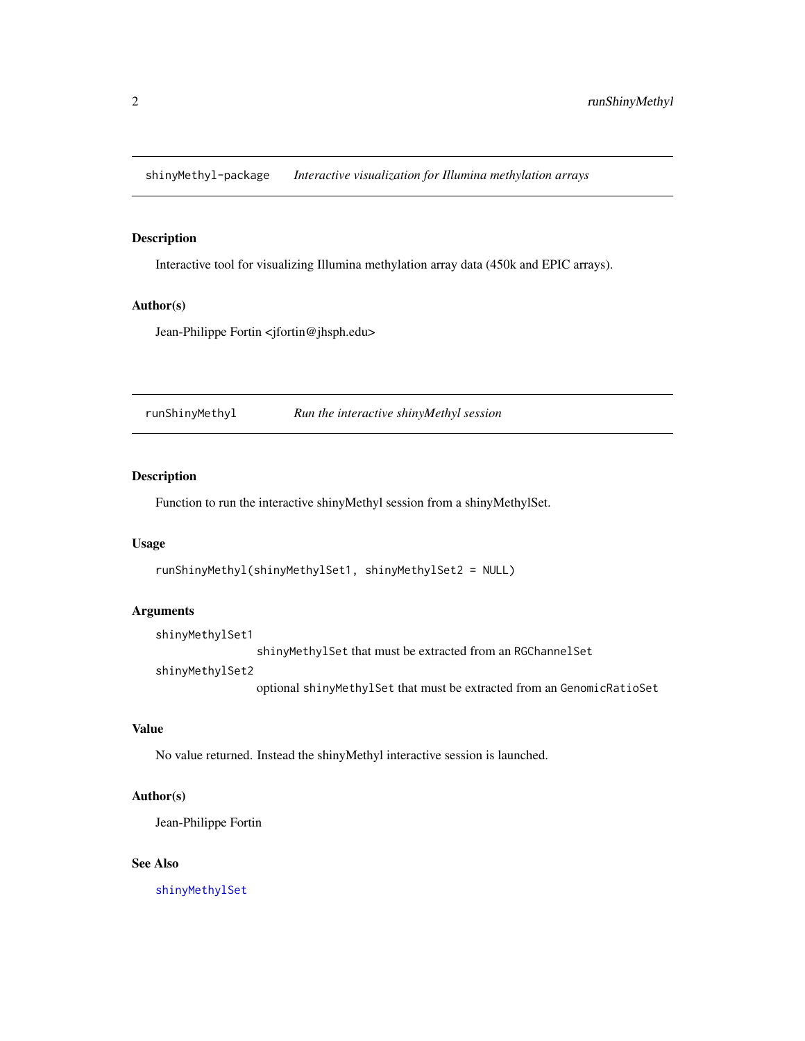## `shinyMethyl-package` *Interactive visualization for Illumina methylation arrays*

### Description

Interactive tool for visualizing Illumina methylation array data (450k and EPIC arrays).

### Author(s)

Jean-Philippe Fortin <jfortin@jhsph.edu>

## `runShinyMethyl` *Run the interactive shinyMethyl session*

### Description

Function to run the interactive shinyMethyl session from a shinyMethylSet.

### Usage

```
runShinyMethyl(shinyMethylSet1, shinyMethylSet2 = NULL)
```

### Arguments

`shinyMethylSet1`
: `shinyMethylSet` that must be extracted from an `RGChannelSet`

`shinyMethylSet2`
: optional `shinyMethylSet` that must be extracted from an `GenomicRatioSet`

### Value

No value returned. Instead the shinyMethyl interactive session is launched.

### Author(s)

Jean-Philippe Fortin

### See Also

`shinyMethylSet`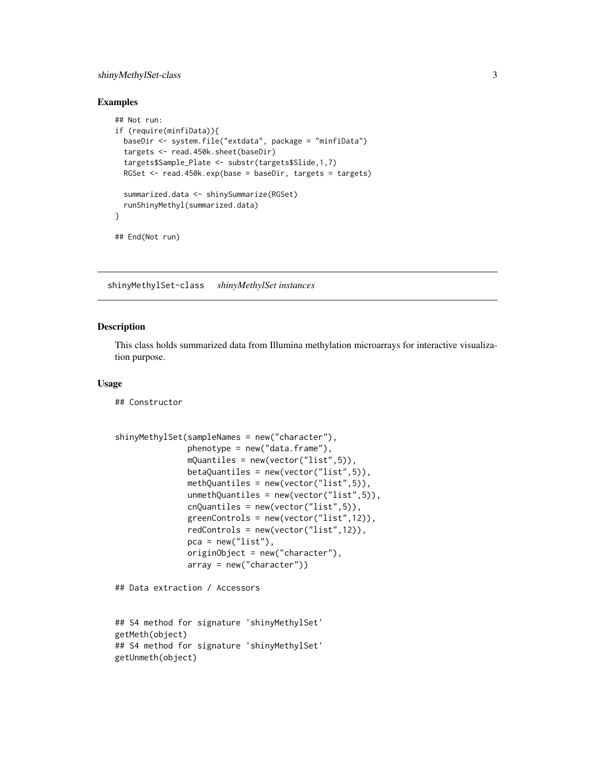### Examples

```
## Not run:
if (require(minfiData)){
  baseDir <- system.file("extdata", package = "minfiData")
  targets <- read.450k.sheet(baseDir)
  targets$Sample_Plate <- substr(targets$Slide,1,7)
  RGSet <- read.450k.exp(base = baseDir, targets = targets)

  summarized.data <- shinySummarize(RGSet)
  runShinyMethyl(summarized.data)
}

## End(Not run)
```

---

## shinyMethylSet-class    *shinyMethylSet instances*

---

### Description

This class holds summarized data from Illumina methylation microarrays for interactive visualization purpose.

### Usage

```
## Constructor


shinyMethylSet(sampleNames = new("character"),
               phenotype = new("data.frame"),
               mQuantiles = new(vector("list",5)),
               betaQuantiles = new(vector("list",5)),
               methQuantiles = new(vector("list",5)),
               unmethQuantiles = new(vector("list",5)),
               cnQuantiles = new(vector("list",5)),
               greenControls = new(vector("list",12)),
               redControls = new(vector("list",12)),
               pca = new("list"),
               originObject = new("character"),
               array = new("character"))

## Data extraction / Accessors


## S4 method for signature 'shinyMethylSet'
getMeth(object)
## S4 method for signature 'shinyMethylSet'
getUnmeth(object)
```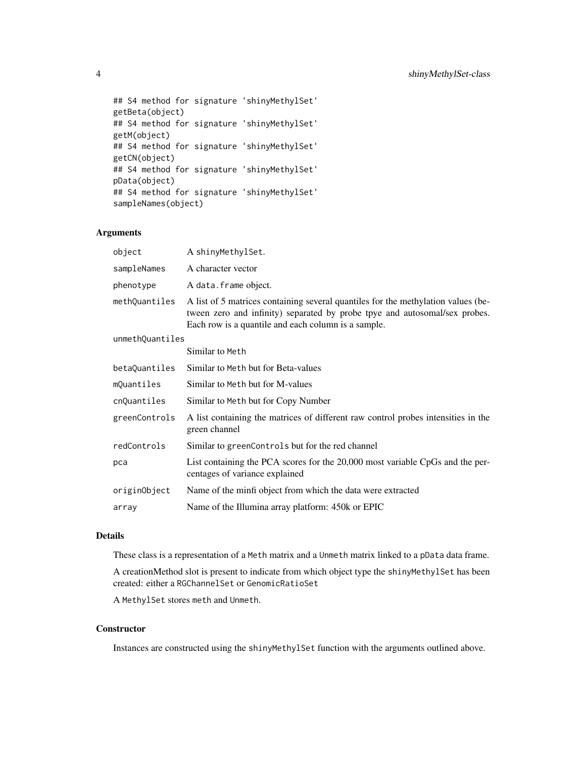```
## S4 method for signature 'shinyMethylSet'
getBeta(object)
## S4 method for signature 'shinyMethylSet'
getM(object)
## S4 method for signature 'shinyMethylSet'
getCN(object)
## S4 method for signature 'shinyMethylSet'
pData(object)
## S4 method for signature 'shinyMethylSet'
sampleNames(object)
```

## Arguments

| | |
|---|---|
| `object` | A `shinyMethylSet`. |
| `sampleNames` | A character vector |
| `phenotype` | A `data.frame` object. |
| `methQuantiles` | A list of 5 matrices containing several quantiles for the methylation values (between zero and infinity) separated by probe tpye and autosomal/sex probes. Each row is a quantile and each column is a sample. |
| `unmethQuantiles` | Similar to `Meth` |
| `betaQuantiles` | Similar to `Meth` but for Beta-values |
| `mQuantiles` | Similar to `Meth` but for M-values |
| `cnQuantiles` | Similar to `Meth` but for Copy Number |
| `greenControls` | A list containing the matrices of different raw control probes intensities in the green channel |
| `redControls` | Similar to `greenControls` but for the red channel |
| `pca` | List containing the PCA scores for the 20,000 most variable CpGs and the percentages of variance explained |
| `originObject` | Name of the minfi object from which the data were extracted |
| `array` | Name of the Illumina array platform: 450k or EPIC |

## Details

These class is a representation of a `Meth` matrix and a `Unmeth` matrix linked to a `pData` data frame.

A creationMethod slot is present to indicate from which object type the `shinyMethylSet` has been created: either a `RGChannelSet` or `GenomicRatioSet`

A `MethylSet` stores `meth` and `Unmeth`.

## Constructor

Instances are constructed using the `shinyMethylSet` function with the arguments outlined above.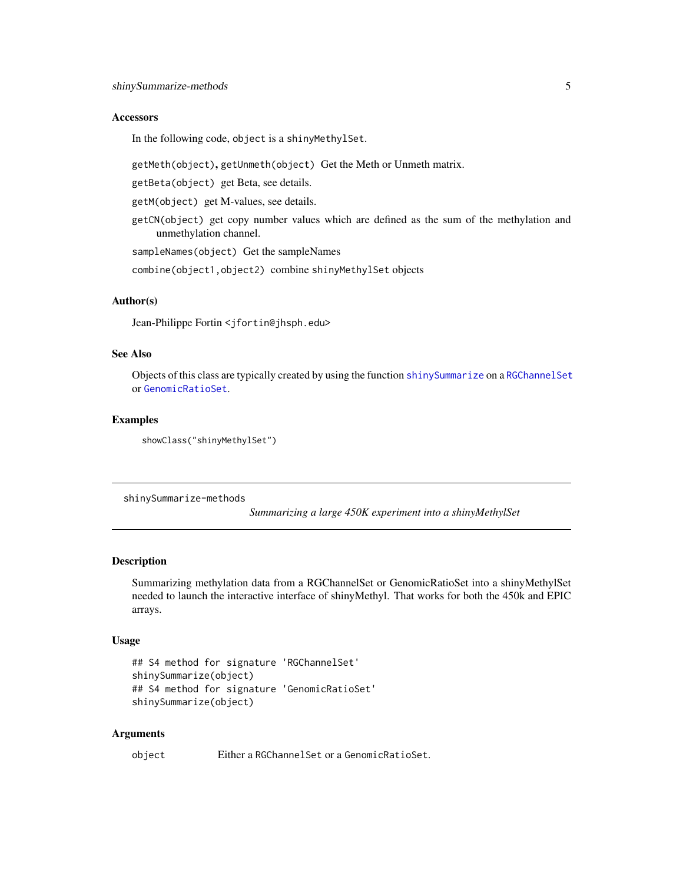### Accessors

In the following code, `object` is a `shinyMethylSet`.

`getMeth(object)`, `getUnmeth(object)` Get the Meth or Unmeth matrix.

`getBeta(object)` get Beta, see details.

`getM(object)` get M-values, see details.

`getCN(object)` get copy number values which are defined as the sum of the methylation and unmethylation channel.

`sampleNames(object)` Get the sampleNames

`combine(object1,object2)` combine `shinyMethylSet` objects

### Author(s)

Jean-Philippe Fortin <jfortin@jhsph.edu>

### See Also

Objects of this class are typically created by using the function `shinySummarize` on a `RGChannelSet` or `GenomicRatioSet`.

### Examples

```
showClass("shinyMethylSet")
```

---

## shinySummarize-methods

*Summarizing a large 450K experiment into a shinyMethylSet*

---

### Description

Summarizing methylation data from a RGChannelSet or GenomicRatioSet into a shinyMethylSet needed to launch the interactive interface of shinyMethyl. That works for both the 450k and EPIC arrays.

### Usage

```
## S4 method for signature 'RGChannelSet'
shinySummarize(object)
## S4 method for signature 'GenomicRatioSet'
shinySummarize(object)
```

### Arguments

| | |
|---|---|
| `object` | Either a `RGChannelSet` or a `GenomicRatioSet`. |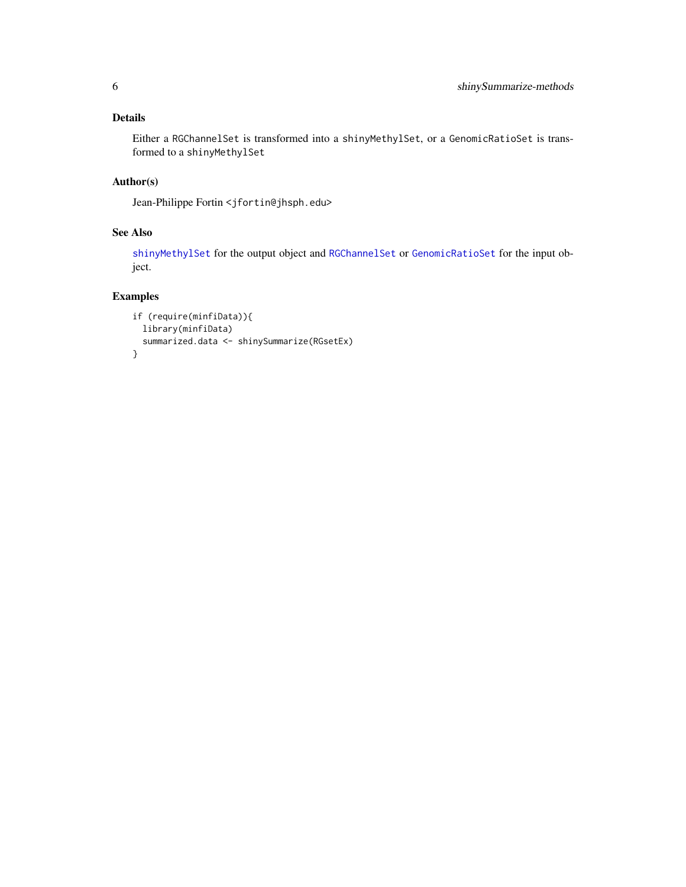## Details

Either a `RGChannelSet` is transformed into a `shinyMethylSet`, or a `GenomicRatioSet` is transformed to a `shinyMethylSet`

## Author(s)

Jean-Philippe Fortin <jfortin@jhsph.edu>

## See Also

`shinyMethylSet` for the output object and `RGChannelSet` or `GenomicRatioSet` for the input object.

## Examples

```
if (require(minfiData)){
  library(minfiData)
  summarized.data <- shinySummarize(RGsetEx)
}
```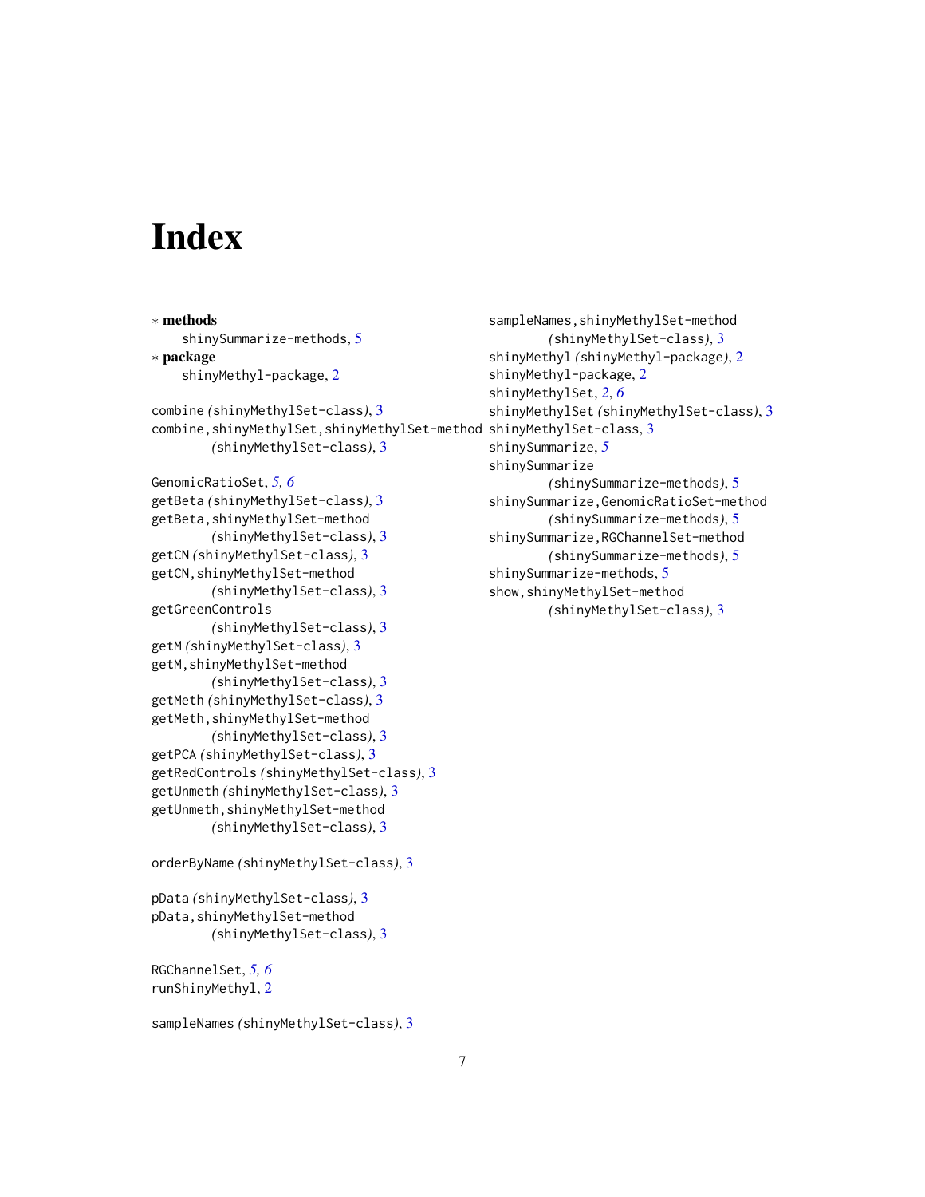# Index

∗ **methods**
shinySummarize-methods, 5

∗ **package**
shinyMethyl-package, 2

combine *(*shinyMethylSet-class*)*, 3
combine,shinyMethylSet,shinyMethylSet-method *(*shinyMethylSet-class*)*, 3

GenomicRatioSet, *5, 6*
getBeta *(*shinyMethylSet-class*)*, 3
getBeta,shinyMethylSet-method *(*shinyMethylSet-class*)*, 3
getCN *(*shinyMethylSet-class*)*, 3
getCN,shinyMethylSet-method *(*shinyMethylSet-class*)*, 3
getGreenControls *(*shinyMethylSet-class*)*, 3
getM *(*shinyMethylSet-class*)*, 3
getM,shinyMethylSet-method *(*shinyMethylSet-class*)*, 3
getMeth *(*shinyMethylSet-class*)*, 3
getMeth,shinyMethylSet-method *(*shinyMethylSet-class*)*, 3
getPCA *(*shinyMethylSet-class*)*, 3
getRedControls *(*shinyMethylSet-class*)*, 3
getUnmeth *(*shinyMethylSet-class*)*, 3
getUnmeth,shinyMethylSet-method *(*shinyMethylSet-class*)*, 3

orderByName *(*shinyMethylSet-class*)*, 3

pData *(*shinyMethylSet-class*)*, 3
pData,shinyMethylSet-method *(*shinyMethylSet-class*)*, 3

RGChannelSet, *5, 6*
runShinyMethyl, 2

sampleNames *(*shinyMethylSet-class*)*, 3
sampleNames,shinyMethylSet-method *(*shinyMethylSet-class*)*, 3
shinyMethyl *(*shinyMethyl-package*)*, 2
shinyMethyl-package, 2
shinyMethylSet, *2*, *6*
shinyMethylSet *(*shinyMethylSet-class*)*, 3
shinyMethylSet-class, 3
shinySummarize, *5*
shinySummarize *(*shinySummarize-methods*)*, 5
shinySummarize,GenomicRatioSet-method *(*shinySummarize-methods*)*, 5
shinySummarize,RGChannelSet-method *(*shinySummarize-methods*)*, 5
shinySummarize-methods, 5
show,shinyMethylSet-method *(*shinyMethylSet-class*)*, 3